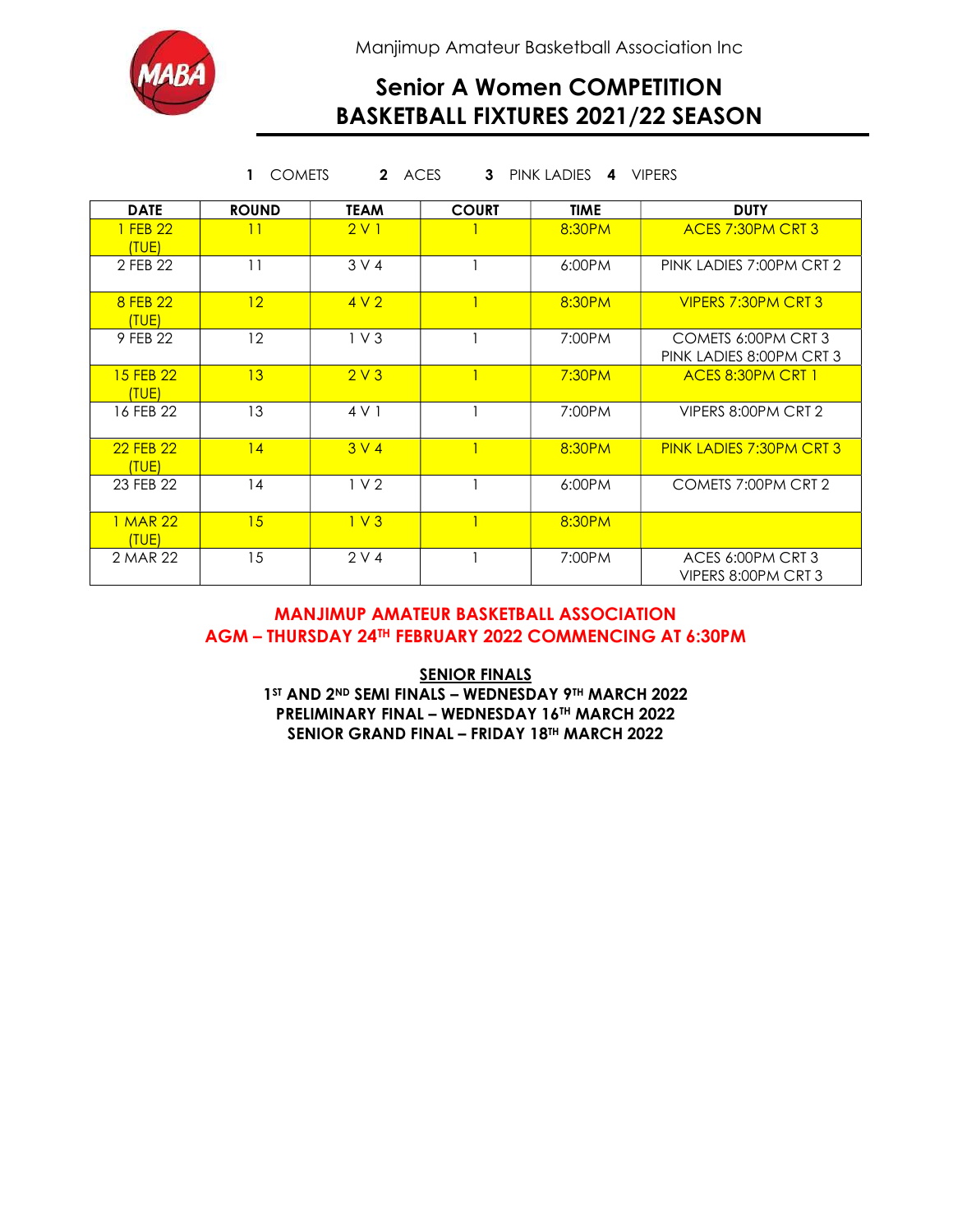Manjimup Amateur Basketball Association Inc

# Senior A Women COMPETITION
# BASKETBALL FIXTURES 2021/22 SEASON

**1** COMETS **2** ACES **3** PINK LADIES **4** VIPERS

| DATE | ROUND | TEAM | COURT | TIME | DUTY |
|---|---|---|---|---|---|
| 1 FEB 22 (TUE) | 11 | 2 V 1 | 1 | 8:30PM | ACES 7:30PM CRT 3 |
| 2 FEB 22 | 11 | 3 V 4 | 1 | 6:00PM | PINK LADIES 7:00PM CRT 2 |
| 8 FEB 22 (TUE) | 12 | 4 V 2 | 1 | 8:30PM | VIPERS 7:30PM CRT 3 |
| 9 FEB 22 | 12 | 1 V 3 | 1 | 7:00PM | COMETS 6:00PM CRT 3<br>PINK LADIES 8:00PM CRT 3 |
| 15 FEB 22 (TUE) | 13 | 2 V 3 | 1 | 7:30PM | ACES 8:30PM CRT 1 |
| 16 FEB 22 | 13 | 4 V 1 | 1 | 7:00PM | VIPERS 8:00PM CRT 2 |
| 22 FEB 22 (TUE) | 14 | 3 V 4 | 1 | 8:30PM | PINK LADIES 7:30PM CRT 3 |
| 23 FEB 22 | 14 | 1 V 2 | 1 | 6:00PM | COMETS 7:00PM CRT 2 |
| 1 MAR 22 (TUE) | 15 | 1 V 3 | 1 | 8:30PM | |
| 2 MAR 22 | 15 | 2 V 4 | 1 | 7:00PM | ACES 6:00PM CRT 3<br>VIPERS 8:00PM CRT 3 |

**MANJIMUP AMATEUR BASKETBALL ASSOCIATION**
**AGM – THURSDAY 24TH FEBRUARY 2022 COMMENCING AT 6:30PM**

**SENIOR FINALS**
**1ST AND 2ND SEMI FINALS – WEDNESDAY 9TH MARCH 2022**
**PRELIMINARY FINAL – WEDNESDAY 16TH MARCH 2022**
**SENIOR GRAND FINAL – FRIDAY 18TH MARCH 2022**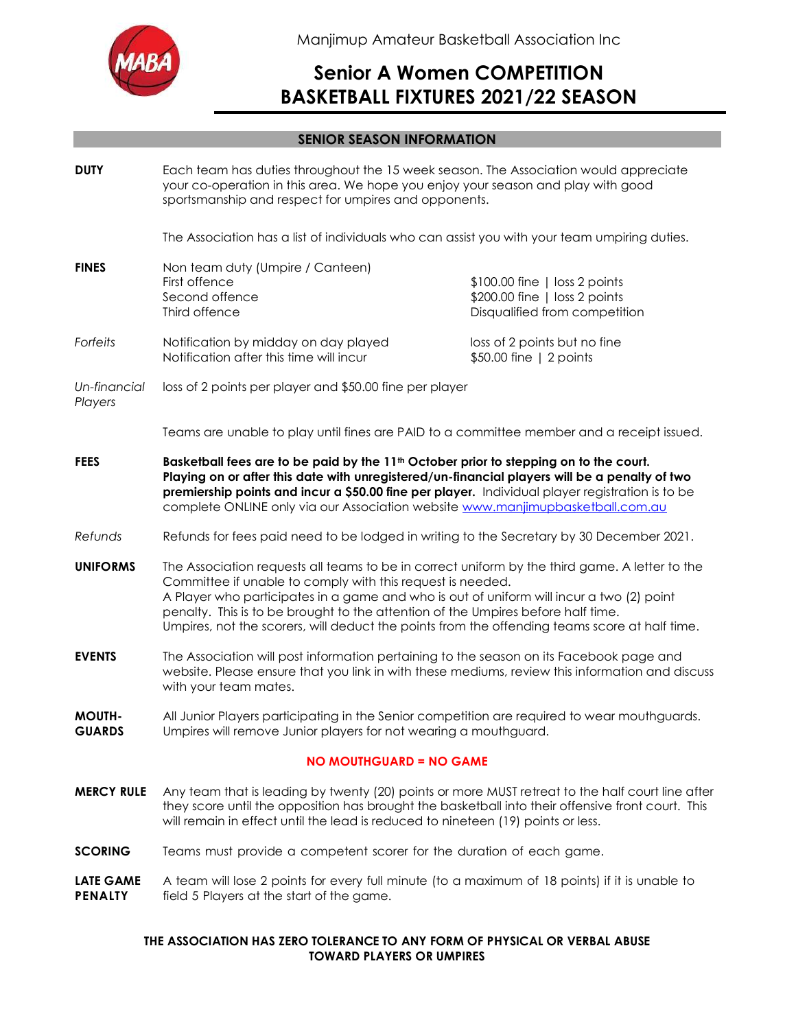Manjimup Amateur Basketball Association Inc

# Senior A Women COMPETITION BASKETBALL FIXTURES 2021/22 SEASON

## SENIOR SEASON INFORMATION

**DUTY** Each team has duties throughout the 15 week season. The Association would appreciate your co-operation in this area. We hope you enjoy your season and play with good sportsmanship and respect for umpires and opponents.

The Association has a list of individuals who can assist you with your team umpiring duties.

**FINES** Non team duty (Umpire / Canteen)

| | |
|---|---|
| First offence | $100.00 fine \| loss 2 points |
| Second offence | $200.00 fine \| loss 2 points |
| Third offence | Disqualified from competition |

*Forfeits*

| | |
|---|---|
| Notification by midday on day played | loss of 2 points but no fine |
| Notification after this time will incur | $50.00 fine \| 2 points |

*Un-financial Players* loss of 2 points per player and $50.00 fine per player

Teams are unable to play until fines are PAID to a committee member and a receipt issued.

**FEES** **Basketball fees are to be paid by the 11th October prior to stepping on to the court. Playing on or after this date with unregistered/un-financial players will be a penalty of two premiership points and incur a $50.00 fine per player.** Individual player registration is to be complete ONLINE only via our Association website [www.manjimupbasketball.com.au](http://www.manjimupbasketball.com.au)

*Refunds* Refunds for fees paid need to be lodged in writing to the Secretary by 30 December 2021.

**UNIFORMS** The Association requests all teams to be in correct uniform by the third game. A letter to the Committee if unable to comply with this request is needed.
A Player who participates in a game and who is out of uniform will incur a two (2) point penalty. This is to be brought to the attention of the Umpires before half time.
Umpires, not the scorers, will deduct the points from the offending teams score at half time.

**EVENTS** The Association will post information pertaining to the season on its Facebook page and website. Please ensure that you link in with these mediums, review this information and discuss with your team mates.

**MOUTH-GUARDS** All Junior Players participating in the Senior competition are required to wear mouthguards. Umpires will remove Junior players for not wearing a mouthguard.

**NO MOUTHGUARD = NO GAME**

**MERCY RULE** Any team that is leading by twenty (20) points or more MUST retreat to the half court line after they score until the opposition has brought the basketball into their offensive front court. This will remain in effect until the lead is reduced to nineteen (19) points or less.

**SCORING** Teams must provide a competent scorer for the duration of each game.

**LATE GAME PENALTY** A team will lose 2 points for every full minute (to a maximum of 18 points) if it is unable to field 5 Players at the start of the game.

**THE ASSOCIATION HAS ZERO TOLERANCE TO ANY FORM OF PHYSICAL OR VERBAL ABUSE TOWARD PLAYERS OR UMPIRES**